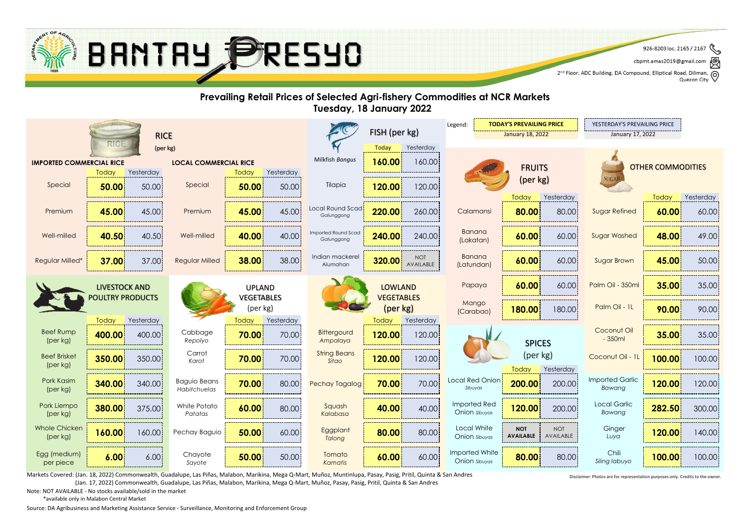# BANTAY PRESYO

926-8203 loc. 2165 / 2167
cbpmt.amas2019@gmail.com
2nd Floor, ADC Building, DA Compound, Elliptical Road, Diliman, Quezon City

## Prevailing Retail Prices of Selected Agri-fishery Commodities at NCR Markets
### Tuesday, 18 January 2022

Legend: **TODAY'S PREVAILING PRICE** January 18, 2022 | YESTERDAY'S PREVAILING PRICE January 17, 2022

### RICE (per kg)

| IMPORTED COMMERCIAL RICE | Today | Yesterday |
|---|---|---|
| Special | **50.00** | 50.00 |
| Premium | **45.00** | 45.00 |
| Well-milled | **40.50** | 40.50 |
| Regular Milled* | **37.00** | 37.00 |

| LOCAL COMMERCIAL RICE | Today | Yesterday |
|---|---|---|
| Special | **50.00** | 50.00 |
| Premium | **45.00** | 45.00 |
| Well-milled | **40.00** | 40.00 |
| Regular Milled | **38.00** | 38.00 |

### FISH (per kg)

| | Today | Yesterday |
|---|---|---|
| Milkfish *Bangus* | **160.00** | 160.00 |
| Tilapia | **120.00** | 120.00 |
| Local Round Scad *Galunggong* | **220.00** | 260.00 |
| Imported Round Scad *Galunggong* | **240.00** | 240.00 |
| Indian mackerel *Alumahan* | **320.00** | NOT AVAILABLE |

### LIVESTOCK AND POULTRY PRODUCTS

| | Today | Yesterday |
|---|---|---|
| Beef Rump (per kg) | **400.00** | 400.00 |
| Beef Brisket (per kg) | **350.00** | 350.00 |
| Pork Kasim (per kg) | **340.00** | 340.00 |
| Pork Liempo (per kg) | **380.00** | 375.00 |
| Whole Chicken (per kg) | **160.00** | 160.00 |
| Egg (medium) per piece | **6.00** | 6.00 |

### UPLAND VEGETABLES (per kg)

| | Today | Yesterday |
|---|---|---|
| Cabbage *Repolyo* | **70.00** | 70.00 |
| Carrot *Karot* | **70.00** | 70.00 |
| Baguio Beans *Habitchuelas* | **70.00** | 80.00 |
| White Potato *Patatas* | **60.00** | 80.00 |
| Pechay Baguio | **50.00** | 60.00 |
| Chayote *Sayote* | **50.00** | 50.00 |

### LOWLAND VEGETABLES (per kg)

| | Today | Yesterday |
|---|---|---|
| Bittergourd *Ampalaya* | **120.00** | 120.00 |
| String Beans *Sitao* | **120.00** | 120.00 |
| Pechay Tagalog | **70.00** | 70.00 |
| Squash *Kalabasa* | **40.00** | 40.00 |
| Eggplant *Talong* | **80.00** | 80.00 |
| Tomato *Kamatis* | **60.00** | 60.00 |

### FRUITS (per kg)

| | Today | Yesterday |
|---|---|---|
| Calamansi | **80.00** | 80.00 |
| Banana (Lakatan) | **60.00** | 60.00 |
| Banana (Latundan) | **60.00** | 60.00 |
| Papaya | **60.00** | 60.00 |
| Mango (Carabao) | **180.00** | 180.00 |

### SPICES (per kg)

| | Today | Yesterday |
|---|---|---|
| Local Red Onion *Sibuyas* | **200.00** | 200.00 |
| Imported Red Onion *Sibuyas* | **120.00** | 200.00 |
| Local White Onion *Sibuyas* | **NOT AVAILABLE** | NOT AVAILABLE |
| Imported White Onion *Sibuyas* | **80.00** | 80.00 |

### OTHER COMMODITIES

| | Today | Yesterday |
|---|---|---|
| Sugar Refined | **60.00** | 60.00 |
| Sugar Washed | **48.00** | 49.00 |
| Sugar Brown | **45.00** | 50.00 |
| Palm Oil - 350ml | **35.00** | 35.00 |
| Palm Oil - 1L | **90.00** | 90.00 |
| Coconut Oil - 350ml | **35.00** | 35.00 |
| Coconut Oil - 1L | **100.00** | 100.00 |
| Imported Garlic *Bawang* | **120.00** | 120.00 |
| Local Garlic *Bawang* | **282.50** | 300.00 |
| Ginger *Luya* | **120.00** | 140.00 |
| Chili *Siling labuyo* | **100.00** | 100.00 |

Markets Covered: (Jan. 18, 2022) Commonwealth, Guadalupe, Las Piñas, Malabon, Marikina, Mega Q-Mart, Muñoz, Muntinlupa, Pasay, Pasig, Pritil, Quinta & San Andres
(Jan. 17, 2022) Commonwealth, Guadalupe, Las Piñas, Malabon, Marikina, Mega Q-Mart, Muñoz, Pasay, Pasig, Pritil, Quinta & San Andres

Note: NOT AVAILABLE - No stocks available/sold in the market
*available only in Malabon Central Market

Disclaimer: Photos are for representation purposes only. Credits to the owner.

Source: DA Agribusiness and Marketing Assistance Service - Surveillance, Monitoring and Enforcement Group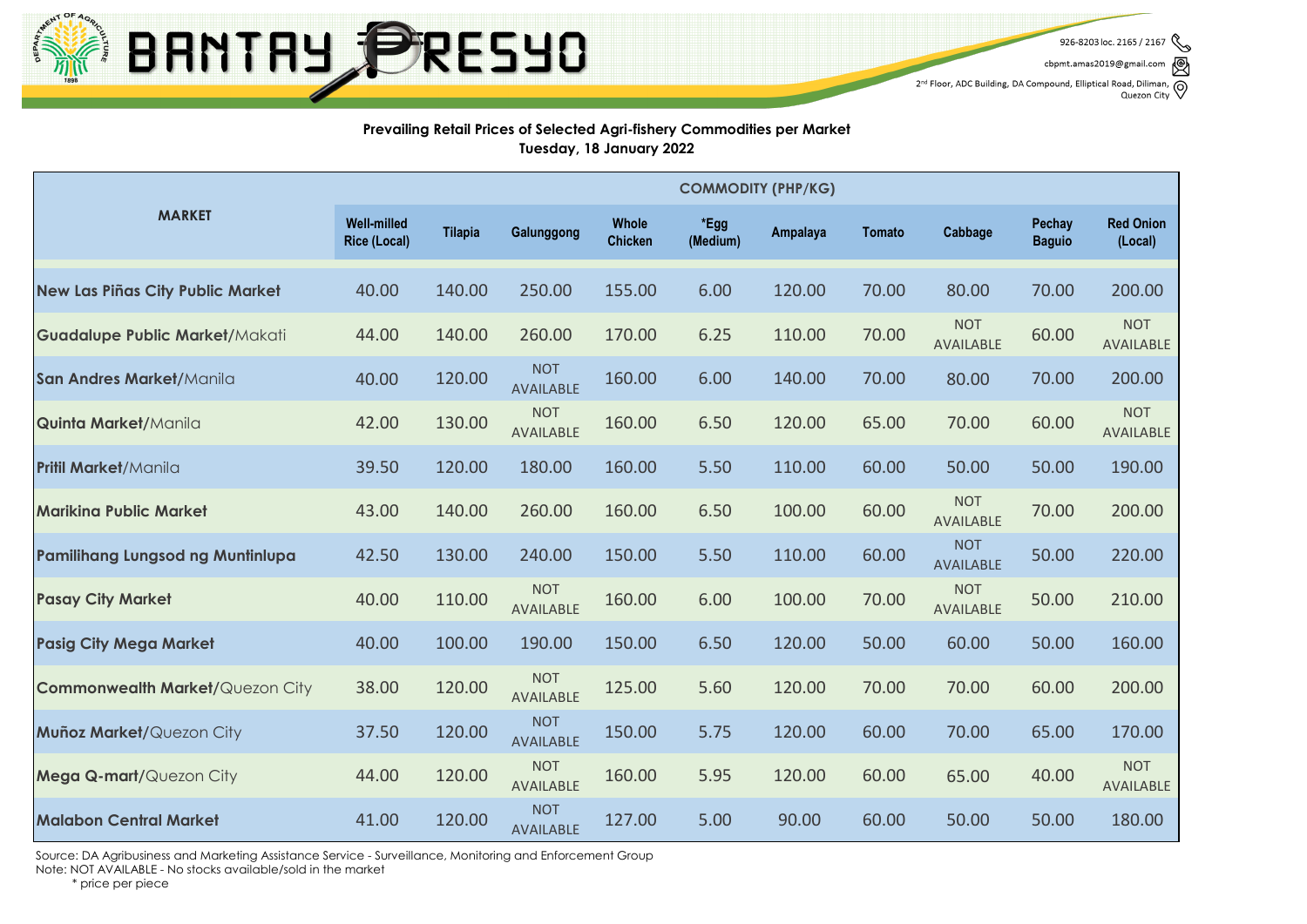# BANTAY PRESYO

926-8203 loc. 2165 / 2167

cbpmt.amas2019@gmail.com

2nd Floor, ADC Building, DA Compound, Elliptical Road, Diliman, Quezon City

**Prevailing Retail Prices of Selected Agri-fishery Commodities per Market**
**Tuesday, 18 January 2022**

| MARKET | COMMODITY (PHP/KG) | | | | | | | | | |
|---|---|---|---|---|---|---|---|---|---|---|
| | Well-milled Rice (Local) | Tilapia | Galunggong | Whole Chicken | *Egg (Medium) | Ampalaya | Tomato | Cabbage | Pechay Baguio | Red Onion (Local) |
| **New Las Piñas City Public Market** | 40.00 | 140.00 | 250.00 | 155.00 | 6.00 | 120.00 | 70.00 | 80.00 | 70.00 | 200.00 |
| **Guadalupe Public Market**/Makati | 44.00 | 140.00 | 260.00 | 170.00 | 6.25 | 110.00 | 70.00 | NOT AVAILABLE | 60.00 | NOT AVAILABLE |
| **San Andres Market**/Manila | 40.00 | 120.00 | NOT AVAILABLE | 160.00 | 6.00 | 140.00 | 70.00 | 80.00 | 70.00 | 200.00 |
| **Quinta Market**/Manila | 42.00 | 130.00 | NOT AVAILABLE | 160.00 | 6.50 | 120.00 | 65.00 | 70.00 | 60.00 | NOT AVAILABLE |
| **Pritil Market**/Manila | 39.50 | 120.00 | 180.00 | 160.00 | 5.50 | 110.00 | 60.00 | 50.00 | 50.00 | 190.00 |
| **Marikina Public Market** | 43.00 | 140.00 | 260.00 | 160.00 | 6.50 | 100.00 | 60.00 | NOT AVAILABLE | 70.00 | 200.00 |
| **Pamilihang Lungsod ng Muntinlupa** | 42.50 | 130.00 | 240.00 | 150.00 | 5.50 | 110.00 | 60.00 | NOT AVAILABLE | 50.00 | 220.00 |
| **Pasay City Market** | 40.00 | 110.00 | NOT AVAILABLE | 160.00 | 6.00 | 100.00 | 70.00 | NOT AVAILABLE | 50.00 | 210.00 |
| **Pasig City Mega Market** | 40.00 | 100.00 | 190.00 | 150.00 | 6.50 | 120.00 | 50.00 | 60.00 | 50.00 | 160.00 |
| **Commonwealth Market**/Quezon City | 38.00 | 120.00 | NOT AVAILABLE | 125.00 | 5.60 | 120.00 | 70.00 | 70.00 | 60.00 | 200.00 |
| **Muñoz Market**/Quezon City | 37.50 | 120.00 | NOT AVAILABLE | 150.00 | 5.75 | 120.00 | 60.00 | 70.00 | 65.00 | 170.00 |
| **Mega Q-mart**/Quezon City | 44.00 | 120.00 | NOT AVAILABLE | 160.00 | 5.95 | 120.00 | 60.00 | 65.00 | 40.00 | NOT AVAILABLE |
| **Malabon Central Market** | 41.00 | 120.00 | NOT AVAILABLE | 127.00 | 5.00 | 90.00 | 60.00 | 50.00 | 50.00 | 180.00 |

Source: DA Agribusiness and Marketing Assistance Service - Surveillance, Monitoring and Enforcement Group
Note: NOT AVAILABLE - No stocks available/sold in the market
* price per piece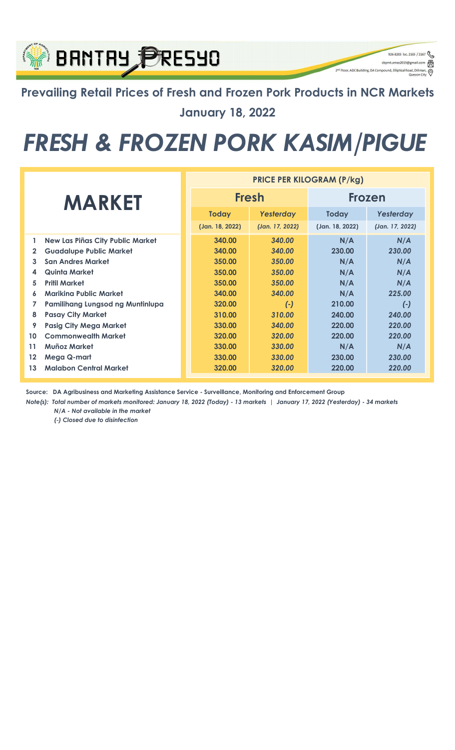## Prevailing Retail Prices of Fresh and Frozen Pork Products in NCR Markets

**January 18, 2022**

# *FRESH & FROZEN PORK KASIM/PIGUE*

| | MARKET | PRICE PER KILOGRAM (P/kg) | | | |
|---|---|---|---|---|---|
| | | **Fresh** | | **Frozen** | |
| | | **Today** (Jan. 18, 2022) | ***Yesterday*** *(Jan. 17, 2022)* | **Today** (Jan. 18, 2022) | ***Yesterday*** *(Jan. 17, 2022)* |
| 1 | New Las Piñas City Public Market | 340.00 | *340.00* | N/A | *N/A* |
| 2 | Guadalupe Public Market | 340.00 | *340.00* | 230.00 | *230.00* |
| 3 | San Andres Market | 350.00 | *350.00* | N/A | *N/A* |
| 4 | Quinta Market | 350.00 | *350.00* | N/A | *N/A* |
| 5 | Pritil Market | 350.00 | *350.00* | N/A | *N/A* |
| 6 | Marikina Public Market | 340.00 | *340.00* | N/A | *225.00* |
| 7 | Pamilihang Lungsod ng Muntinlupa | 320.00 | *(-)* | 210.00 | *(-)* |
| 8 | Pasay City Market | 310.00 | *310.00* | 240.00 | *240.00* |
| 9 | Pasig City Mega Market | 330.00 | *340.00* | 220.00 | *220.00* |
| 10 | Commonwealth Market | 320.00 | *320.00* | 220.00 | *220.00* |
| 11 | Muñoz Market | 330.00 | *330.00* | N/A | *N/A* |
| 12 | Mega Q-mart | 330.00 | *330.00* | 230.00 | *230.00* |
| 13 | Malabon Central Market | 320.00 | *320.00* | 220.00 | *220.00* |

**Source: DA Agribusiness and Marketing Assistance Service - Surveillance, Monitoring and Enforcement Group**

***Note(s): Total number of markets monitored: January 18, 2022 (Today) - 13 markets | January 17, 2022 (Yesterday) - 34 markets***

***N/A - Not available in the market***

***(-) Closed due to disinfection***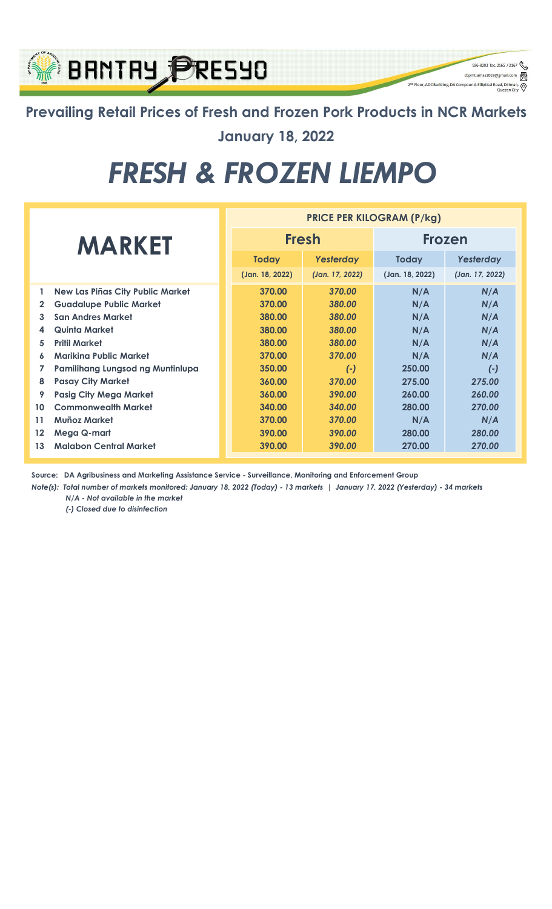**Prevailing Retail Prices of Fresh and Frozen Pork Products in NCR Markets**

**January 18, 2022**

# *FRESH & FROZEN LIEMPO*

| | MARKET | PRICE PER KILOGRAM (P/kg) | | | |
|---|---|---|---|---|---|
| | | Fresh | | Frozen | |
| | | Today (Jan. 18, 2022) | *Yesterday (Jan. 17, 2022)* | Today (Jan. 18, 2022) | *Yesterday (Jan. 17, 2022)* |
| 1 | New Las Piñas City Public Market | 370.00 | *370.00* | N/A | *N/A* |
| 2 | Guadalupe Public Market | 370.00 | *380.00* | N/A | *N/A* |
| 3 | San Andres Market | 380.00 | *380.00* | N/A | *N/A* |
| 4 | Quinta Market | 380.00 | *380.00* | N/A | *N/A* |
| 5 | Pritil Market | 380.00 | *380.00* | N/A | *N/A* |
| 6 | Marikina Public Market | 370.00 | *370.00* | N/A | *N/A* |
| 7 | Pamilihang Lungsod ng Muntinlupa | 350.00 | *(-)* | 250.00 | *(-)* |
| 8 | Pasay City Market | 360.00 | *370.00* | 275.00 | *275.00* |
| 9 | Pasig City Mega Market | 360.00 | *390.00* | 260.00 | *260.00* |
| 10 | Commonwealth Market | 340.00 | *340.00* | 280.00 | *270.00* |
| 11 | Muñoz Market | 370.00 | *370.00* | N/A | *N/A* |
| 12 | Mega Q-mart | 390.00 | *390.00* | 280.00 | *280.00* |
| 13 | Malabon Central Market | 390.00 | *390.00* | 270.00 | *270.00* |

**Source: DA Agribusiness and Marketing Assistance Service - Surveillance, Monitoring and Enforcement Group**

***Note(s): Total number of markets monitored: January 18, 2022 (Today) - 13 markets | January 17, 2022 (Yesterday) - 34 markets***

***N/A - Not available in the market***

***(-) Closed due to disinfection***